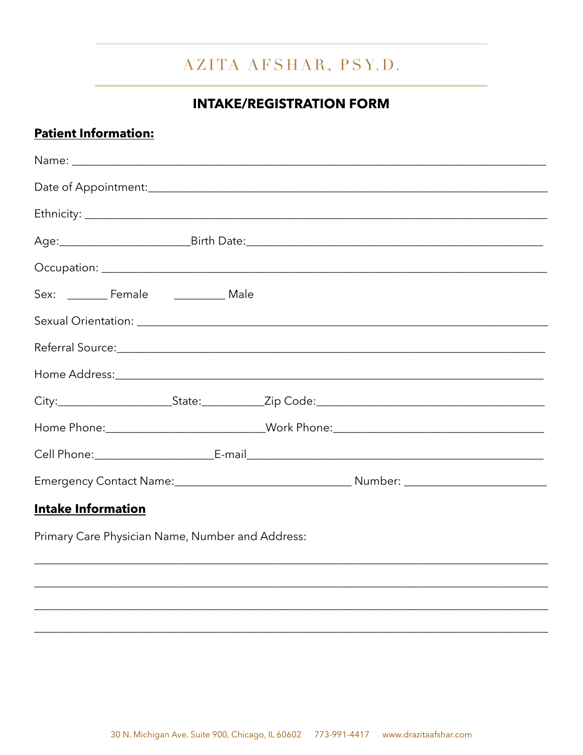# AZITA AFSHAR, PSY.D.

## INTAKE/REGISTRATION FORM

**Patient Information:**

Name: ___________________________________________________________________________

Date of Appointment:_______________________________________________________________

Ethnicity: _______________________________________________________________________

Age:______________________Birth Date:_____________________________________________

Occupation: ______________________________________________________________________

Sex: _______ Female _________ Male

Sexual Orientation: ________________________________________________________________

Referral Source:___________________________________________________________________

Home Address:____________________________________________________________________

City:___________________State:__________Zip Code:_____________________________________

Home Phone:_________________________Work Phone:___________________________________

Cell Phone:____________________E-mail___________________________________________________

Emergency Contact Name:_____________________________ Number: ________________________

**Intake Information**

Primary Care Physician Name, Number and Address:

_________________________________________________________________________________

_________________________________________________________________________________

_________________________________________________________________________________

_________________________________________________________________________________

30 N. Michigan Ave. Suite 900, Chicago, IL 60602 773-991-4417 www.drazitaafshar.com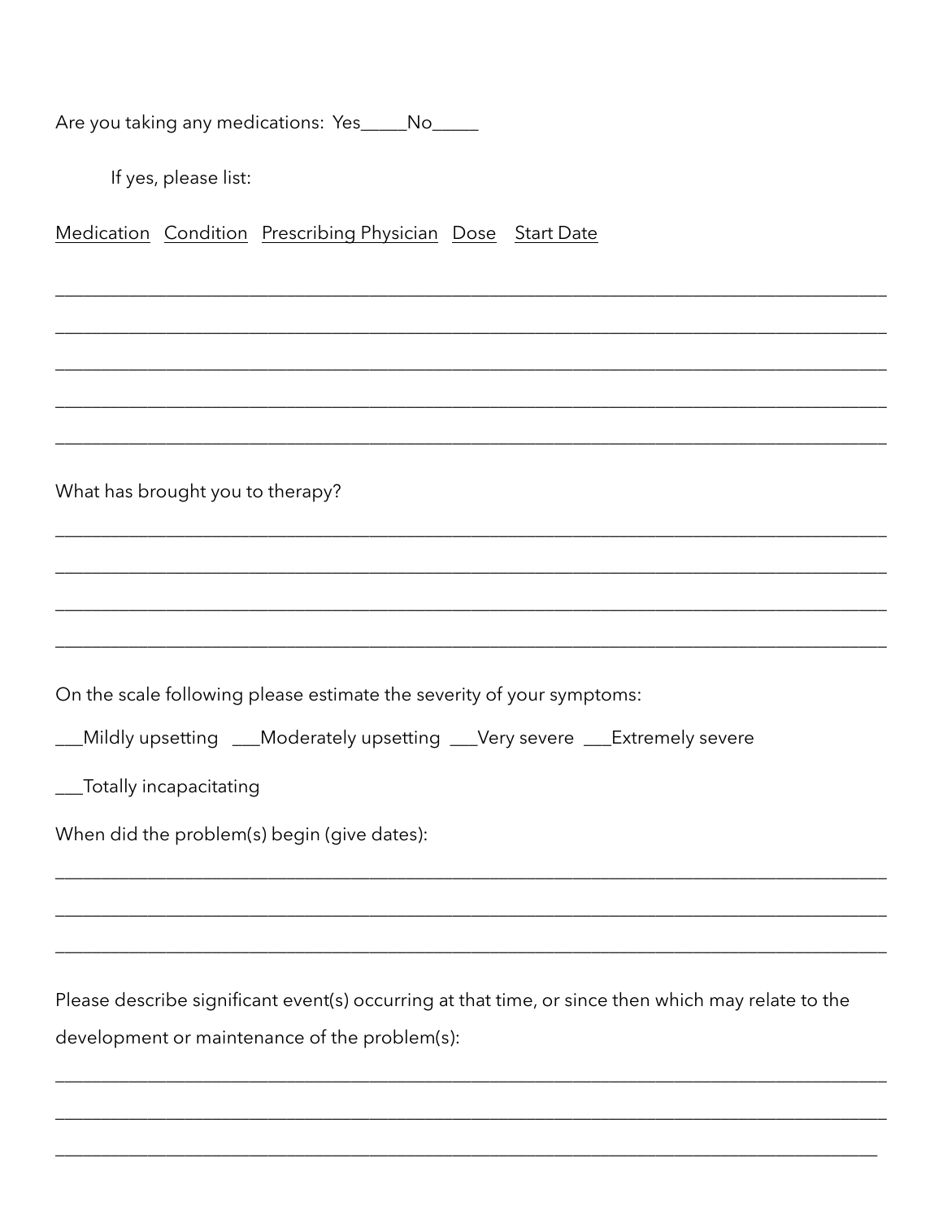Are you taking any medications: Yes_____No_____

If yes, please list:

Medication   Condition   Prescribing Physician   Dose   Start Date

_______________________________________________________________________________

_______________________________________________________________________________

_______________________________________________________________________________

_______________________________________________________________________________

_______________________________________________________________________________

What has brought you to therapy?

_______________________________________________________________________________

_______________________________________________________________________________

_______________________________________________________________________________

_______________________________________________________________________________

On the scale following please estimate the severity of your symptoms:

___Mildly upsetting   ___Moderately upsetting   ___Very severe   ___Extremely severe

___Totally incapacitating

When did the problem(s) begin (give dates):

_______________________________________________________________________________

_______________________________________________________________________________

_______________________________________________________________________________

Please describe significant event(s) occurring at that time, or since then which may relate to the development or maintenance of the problem(s):

_______________________________________________________________________________

_______________________________________________________________________________

_______________________________________________________________________________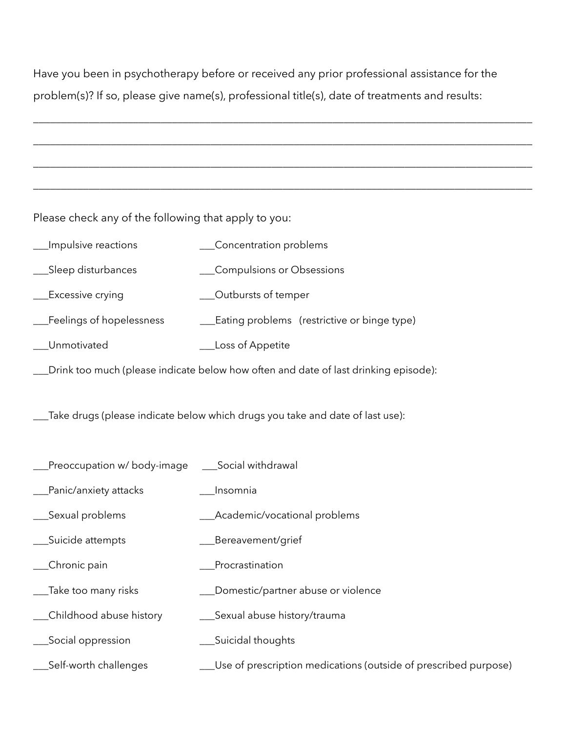Have you been in psychotherapy before or received any prior professional assistance for the problem(s)? If so, please give name(s), professional title(s), date of treatments and results:

___________________________________________________________________________

___________________________________________________________________________

___________________________________________________________________________

___________________________________________________________________________

Please check any of the following that apply to you:

___Impulsive reactions

___Concentration problems

___Sleep disturbances

___Compulsions or Obsessions

___Excessive crying

___Outbursts of temper

___Feelings of hopelessness

___Eating problems (restrictive or binge type)

___Unmotivated

___Loss of Appetite

___Drink too much (please indicate below how often and date of last drinking episode):

___Take drugs (please indicate below which drugs you take and date of last use):

___Preoccupation w/ body-image

___Social withdrawal

___Panic/anxiety attacks

___Insomnia

___Sexual problems

___Academic/vocational problems

___Suicide attempts

___Bereavement/grief

___Chronic pain

___Procrastination

___Take too many risks

___Domestic/partner abuse or violence

___Childhood abuse history

___Sexual abuse history/trauma

___Social oppression

___Suicidal thoughts

___Self-worth challenges

___Use of prescription medications (outside of prescribed purpose)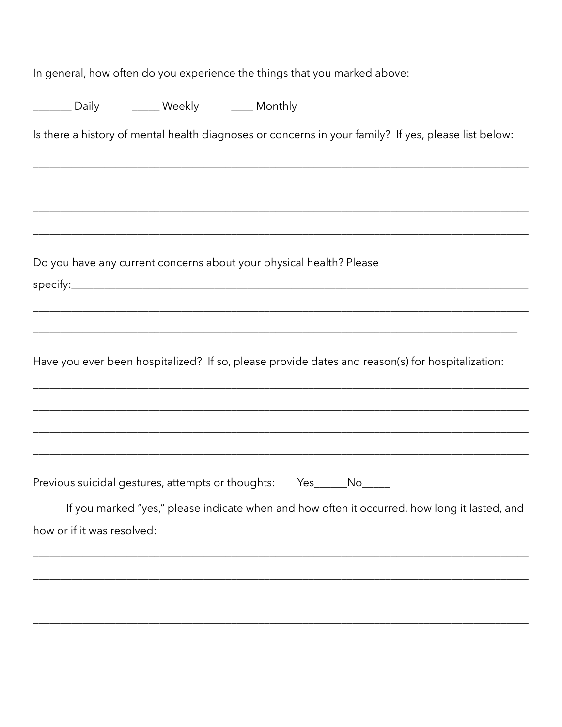In general, how often do you experience the things that you marked above:

_______ Daily _____ Weekly ____ Monthly

Is there a history of mental health diagnoses or concerns in your family? If yes, please list below:

_____________________________________________________________________________________

_____________________________________________________________________________________

_____________________________________________________________________________________

_____________________________________________________________________________________

Do you have any current concerns about your physical health? Please specify:_____________________________________________________________________________

_____________________________________________________________________________________

____________________________________________________________________________________

Have you ever been hospitalized? If so, please provide dates and reason(s) for hospitalization:

_____________________________________________________________________________________

_____________________________________________________________________________________

_____________________________________________________________________________________

_____________________________________________________________________________________

Previous suicidal gestures, attempts or thoughts: Yes______No_____

If you marked "yes," please indicate when and how often it occurred, how long it lasted, and how or if it was resolved:

_____________________________________________________________________________________

_____________________________________________________________________________________

_____________________________________________________________________________________

_____________________________________________________________________________________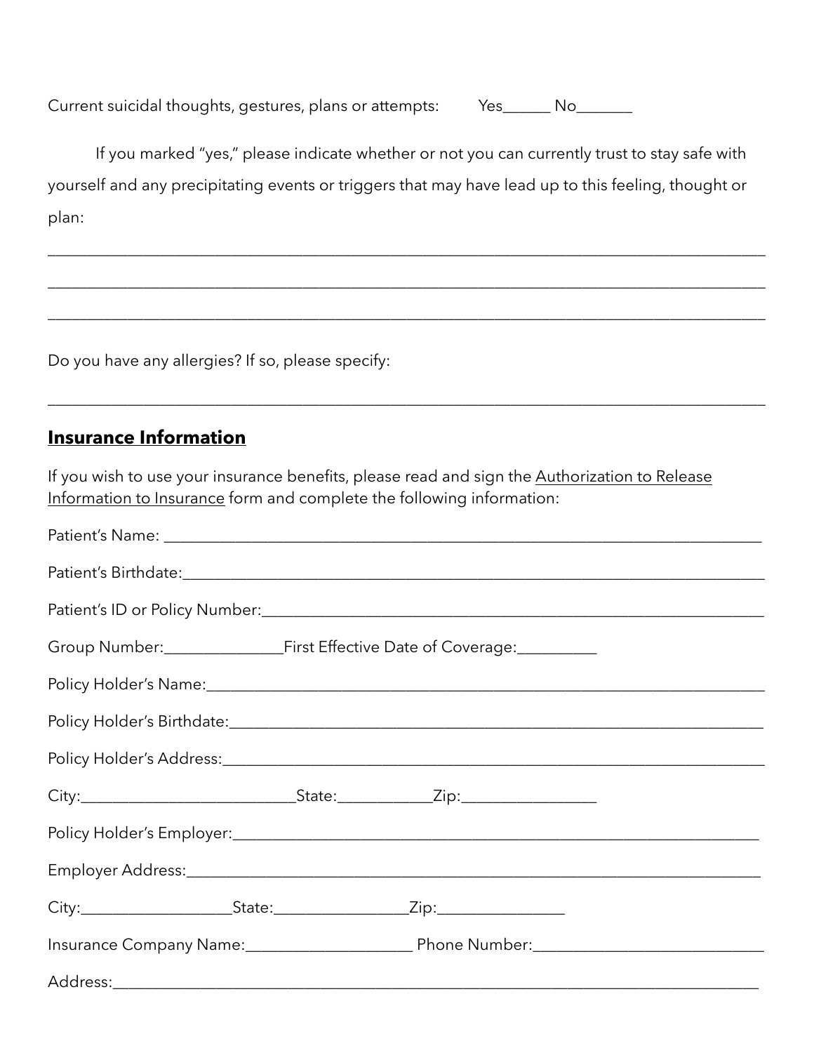Current suicidal thoughts, gestures, plans or attempts: Yes______ No_______

If you marked "yes," please indicate whether or not you can currently trust to stay safe with yourself and any precipitating events or triggers that may have lead up to this feeling, thought or plan:

________________________________________________________________________________

________________________________________________________________________________

________________________________________________________________________________

Do you have any allergies? If so, please specify:

________________________________________________________________________________

## **Insurance Information**

If you wish to use your insurance benefits, please read and sign the Authorization to Release Information to Insurance form and complete the following information:

Patient's Name: ________________________________________________________________

Patient's Birthdate:______________________________________________________________

Patient's ID or Policy Number:_____________________________________________________

Group Number:_______________First Effective Date of Coverage:__________

Policy Holder's Name:____________________________________________________________

Policy Holder's Birthdate:_________________________________________________________

Policy Holder's Address:__________________________________________________________

City:__________________________State:____________Zip:_________________

Policy Holder's Employer:_________________________________________________________

Employer Address:_______________________________________________________________

City:___________________State:_________________Zip:________________

Insurance Company Name:_____________________ Phone Number:_____________________________

Address:__________________________________________________________________________